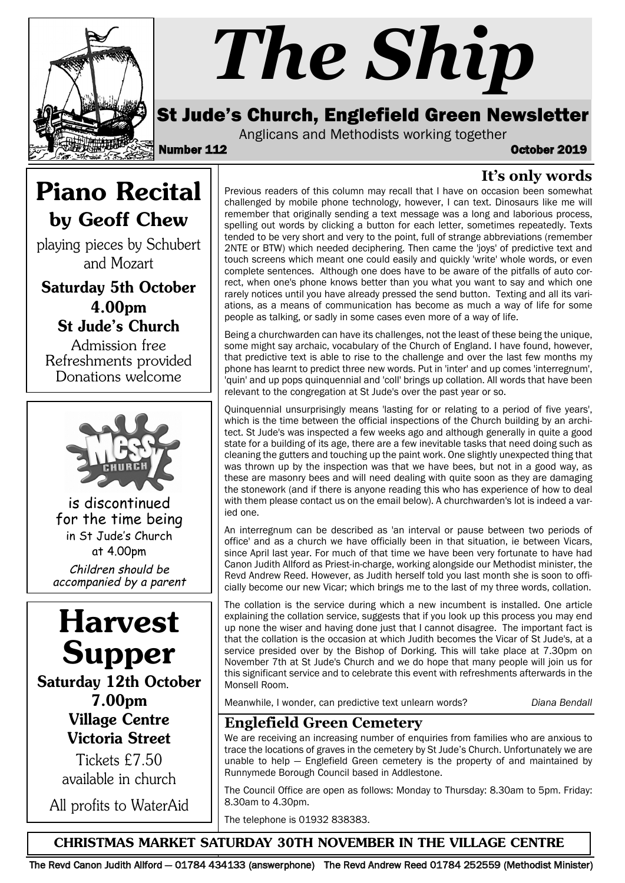# The Ship

## St Jude's Church, Englefield Green Newsletter

Anglicans and Methodists working together

**Number 112** **October 2019**

## Piano Recital

### by Geoff Chew

playing pieces by Schubert and Mozart

**Saturday 5th October**
**4.00pm**
**St Jude's Church**

Admission free
Refreshments provided
Donations welcome

Messy Church is discontinued for the time being in St Jude's Church at 4.00pm

*Children should be accompanied by a parent*

## Harvest Supper

**Saturday 12th October**
**7.00pm**
**Village Centre**
**Victoria Street**

Tickets £7.50 available in church

All profits to WaterAid

## It's only words

Previous readers of this column may recall that I have on occasion been somewhat challenged by mobile phone technology, however, I can text. Dinosaurs like me will remember that originally sending a text message was a long and laborious process, spelling out words by clicking a button for each letter, sometimes repeatedly. Texts tended to be very short and very to the point, full of strange abbreviations (remember 2NTE or BTW) which needed deciphering. Then came the 'joys' of predictive text and touch screens which meant one could easily and quickly 'write' whole words, or even complete sentences. Although one does have to be aware of the pitfalls of auto correct, when one's phone knows better than you what you want to say and which one rarely notices until you have already pressed the send button. Texting and all its variations, as a means of communication has become as much a way of life for some people as talking, or sadly in some cases even more of a way of life.

Being a churchwarden can have its challenges, not the least of these being the unique, some might say archaic, vocabulary of the Church of England. I have found, however, that predictive text is able to rise to the challenge and over the last few months my phone has learnt to predict three new words. Put in 'inter' and up comes 'interregnum', 'quin' and up pops quinquennial and 'coll' brings up collation. All words that have been relevant to the congregation at St Jude's over the past year or so.

Quinquennial unsurprisingly means 'lasting for or relating to a period of five years', which is the time between the official inspections of the Church building by an architect. St Jude's was inspected a few weeks ago and although generally in quite a good state for a building of its age, there are a few inevitable tasks that need doing such as cleaning the gutters and touching up the paint work. One slightly unexpected thing that was thrown up by the inspection was that we have bees, but not in a good way, as these are masonry bees and will need dealing with quite soon as they are damaging the stonework (and if there is anyone reading this who has experience of how to deal with them please contact us on the email below). A churchwarden's lot is indeed a varied one.

An interregnum can be described as 'an interval or pause between two periods of office' and as a church we have officially been in that situation, ie between Vicars, since April last year. For much of that time we have been very fortunate to have had Canon Judith Allford as Priest-in-charge, working alongside our Methodist minister, the Revd Andrew Reed. However, as Judith herself told you last month she is soon to officially become our new Vicar; which brings me to the last of my three words, collation.

The collation is the service during which a new incumbent is installed. One article explaining the collation service, suggests that if you look up this process you may end up none the wiser and having done just that I cannot disagree. The important fact is that the collation is the occasion at which Judith becomes the Vicar of St Jude's, at a service presided over by the Bishop of Dorking. This will take place at 7.30pm on November 7th at St Jude's Church and we do hope that many people will join us for this significant service and to celebrate this event with refreshments afterwards in the Monsell Room.

Meanwhile, I wonder, can predictive text unlearn words? *Diana Bendall*

## Englefield Green Cemetery

We are receiving an increasing number of enquiries from families who are anxious to trace the locations of graves in the cemetery by St Jude's Church. Unfortunately we are unable to help — Englefield Green cemetery is the property of and maintained by Runnymede Borough Council based in Addlestone.

The Council Office are open as follows: Monday to Thursday: 8.30am to 5pm. Friday: 8.30am to 4.30pm.

The telephone is 01932 838383.

**CHRISTMAS MARKET SATURDAY 30TH NOVEMBER IN THE VILLAGE CENTRE**

The Revd Canon Judith Allford — 01784 434133 (answerphone) The Revd Andrew Reed 01784 252559 (Methodist Minister)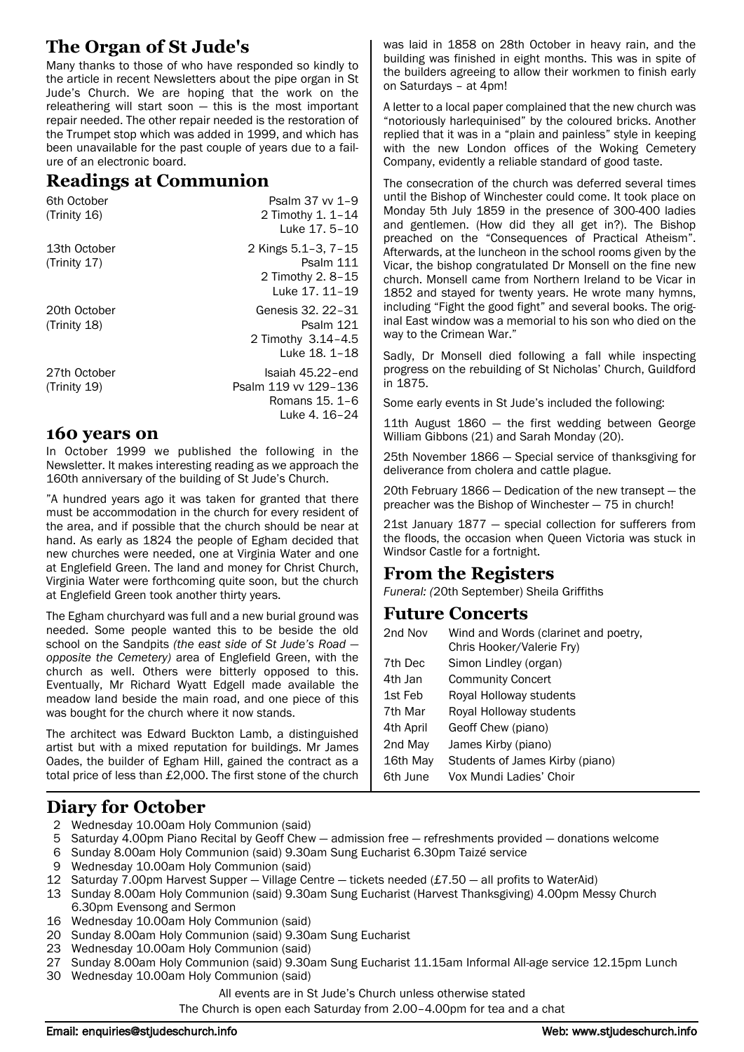## The Organ of St Jude's

Many thanks to those of who have responded so kindly to the article in recent Newsletters about the pipe organ in St Jude's Church. We are hoping that the work on the releathering will start soon — this is the most important repair needed. The other repair needed is the restoration of the Trumpet stop which was added in 1999, and which has been unavailable for the past couple of years due to a failure of an electronic board.

## Readings at Communion

| | |
|---|---|
| 6th October (Trinity 16) | Psalm 37 vv 1–9<br>2 Timothy 1. 1–14<br>Luke 17. 5–10 |
| 13th October (Trinity 17) | 2 Kings 5.1–3, 7–15<br>Psalm 111<br>2 Timothy 2. 8–15<br>Luke 17. 11–19 |
| 20th October (Trinity 18) | Genesis 32. 22–31<br>Psalm 121<br>2 Timothy 3.14–4.5<br>Luke 18. 1–18 |
| 27th October (Trinity 19) | Isaiah 45.22–end<br>Psalm 119 vv 129–136<br>Romans 15. 1–6<br>Luke 4. 16–24 |

## 160 years on

In October 1999 we published the following in the Newsletter. It makes interesting reading as we approach the 160th anniversary of the building of St Jude's Church.

"A hundred years ago it was taken for granted that there must be accommodation in the church for every resident of the area, and if possible that the church should be near at hand. As early as 1824 the people of Egham decided that new churches were needed, one at Virginia Water and one at Englefield Green. The land and money for Christ Church, Virginia Water were forthcoming quite soon, but the church at Englefield Green took another thirty years.

The Egham churchyard was full and a new burial ground was needed. Some people wanted this to be beside the old school on the Sandpits *(the east side of St Jude's Road — opposite the Cemetery)* area of Englefield Green, with the church as well. Others were bitterly opposed to this. Eventually, Mr Richard Wyatt Edgell made available the meadow land beside the main road, and one piece of this was bought for the church where it now stands.

The architect was Edward Buckton Lamb, a distinguished artist but with a mixed reputation for buildings. Mr James Oades, the builder of Egham Hill, gained the contract as a total price of less than £2,000. The first stone of the church was laid in 1858 on 28th October in heavy rain, and the building was finished in eight months. This was in spite of the builders agreeing to allow their workmen to finish early on Saturdays – at 4pm!

A letter to a local paper complained that the new church was "notoriously harlequinised" by the coloured bricks. Another replied that it was in a "plain and painless" style in keeping with the new London offices of the Woking Cemetery Company, evidently a reliable standard of good taste.

The consecration of the church was deferred several times until the Bishop of Winchester could come. It took place on Monday 5th July 1859 in the presence of 300-400 ladies and gentlemen. (How did they all get in?). The Bishop preached on the "Consequences of Practical Atheism". Afterwards, at the luncheon in the school rooms given by the Vicar, the bishop congratulated Dr Monsell on the fine new church. Monsell came from Northern Ireland to be Vicar in 1852 and stayed for twenty years. He wrote many hymns, including "Fight the good fight" and several books. The original East window was a memorial to his son who died on the way to the Crimean War."

Sadly, Dr Monsell died following a fall while inspecting progress on the rebuilding of St Nicholas' Church, Guildford in 1875.

Some early events in St Jude's included the following:

11th August 1860 — the first wedding between George William Gibbons (21) and Sarah Monday (20).

25th November 1866 — Special service of thanksgiving for deliverance from cholera and cattle plague.

20th February 1866 — Dedication of the new transept — the preacher was the Bishop of Winchester — 75 in church!

21st January 1877 — special collection for sufferers from the floods, the occasion when Queen Victoria was stuck in Windsor Castle for a fortnight.

## From the Registers

*Funeral: (*20th September) Sheila Griffiths

## Future Concerts

| | |
|---|---|
| 2nd Nov | Wind and Words (clarinet and poetry, Chris Hooker/Valerie Fry) |
| 7th Dec | Simon Lindley (organ) |
| 4th Jan | Community Concert |
| 1st Feb | Royal Holloway students |
| 7th Mar | Royal Holloway students |
| 4th April | Geoff Chew (piano) |
| 2nd May | James Kirby (piano) |
| 16th May | Students of James Kirby (piano) |
| 6th June | Vox Mundi Ladies' Choir |

## Diary for October

- 2 Wednesday 10.00am Holy Communion (said)
- 5 Saturday 4.00pm Piano Recital by Geoff Chew — admission free — refreshments provided — donations welcome
- 6 Sunday 8.00am Holy Communion (said) 9.30am Sung Eucharist 6.30pm Taizé service
- 9 Wednesday 10.00am Holy Communion (said)
- 12 Saturday 7.00pm Harvest Supper — Village Centre — tickets needed (£7.50 — all profits to WaterAid)
- 13 Sunday 8.00am Holy Communion (said) 9.30am Sung Eucharist (Harvest Thanksgiving) 4.00pm Messy Church 6.30pm Evensong and Sermon
- 16 Wednesday 10.00am Holy Communion (said)
- 20 Sunday 8.00am Holy Communion (said) 9.30am Sung Eucharist
- 23 Wednesday 10.00am Holy Communion (said)
- 27 Sunday 8.00am Holy Communion (said) 9.30am Sung Eucharist 11.15am Informal All-age service 12.15pm Lunch
- 30 Wednesday 10.00am Holy Communion (said)

All events are in St Jude's Church unless otherwise stated

The Church is open each Saturday from 2.00–4.00pm for tea and a chat

Email: enquiries@stjudeschurch.info Web: www.stjudeschurch.info